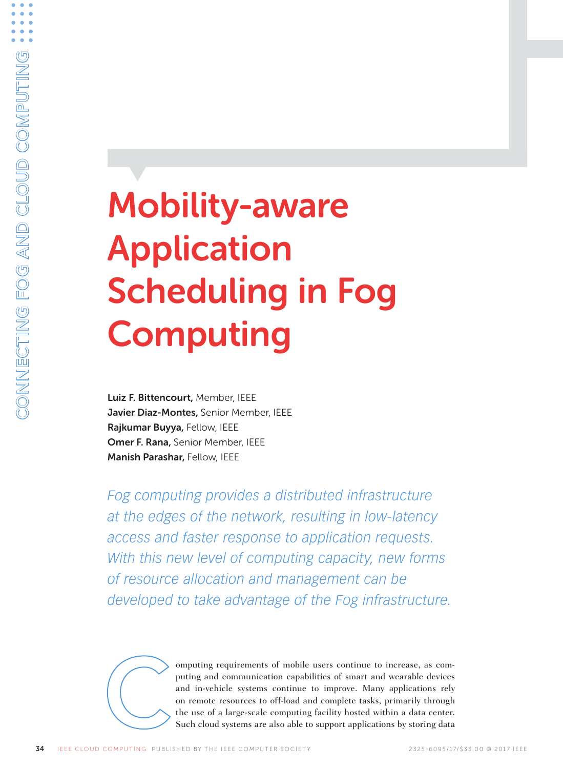# Mobility-aware Application Scheduling in Fog Computing

**Luiz F. Bittencourt,** Member, IEEE
**Javier Diaz-Montes,** Senior Member, IEEE
**Rajkumar Buyya,** Fellow, IEEE
**Omer F. Rana,** Senior Member, IEEE
**Manish Parashar,** Fellow, IEEE

*Fog computing provides a distributed infrastructure at the edges of the network, resulting in low-latency access and faster response to application requests. With this new level of computing capacity, new forms of resource allocation and management can be developed to take advantage of the Fog infrastructure.*

Computing requirements of mobile users continue to increase, as computing and communication capabilities of smart and wearable devices and in-vehicle systems continue to improve. Many applications rely on remote resources to off-load and complete tasks, primarily through the use of a large-scale computing facility hosted within a data center. Such cloud systems are also able to support applications by storing data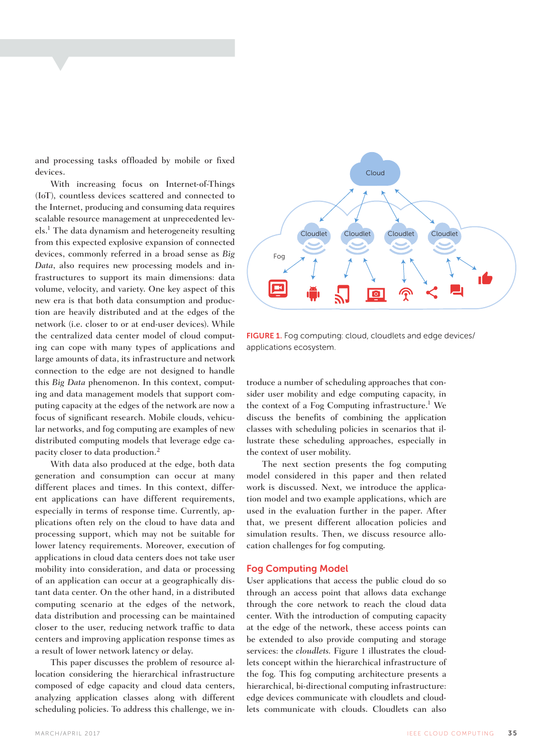and processing tasks offloaded by mobile or fixed devices.

With increasing focus on Internet-of-Things (IoT), countless devices scattered and connected to the Internet, producing and consuming data requires scalable resource management at unprecedented levels.[1] The data dynamism and heterogeneity resulting from this expected explosive expansion of connected devices, commonly referred in a broad sense as *Big Data*, also requires new processing models and infrastructures to support its main dimensions: data volume, velocity, and variety. One key aspect of this new era is that both data consumption and production are heavily distributed and at the edges of the network (i.e. closer to or at end-user devices). While the centralized data center model of cloud computing can cope with many types of applications and large amounts of data, its infrastructure and network connection to the edge are not designed to handle this *Big Data* phenomenon. In this context, computing and data management models that support computing capacity at the edges of the network are now a focus of significant research. Mobile clouds, vehicular networks, and fog computing are examples of new distributed computing models that leverage edge capacity closer to data production.[2]

With data also produced at the edge, both data generation and consumption can occur at many different places and times. In this context, different applications can have different requirements, especially in terms of response time. Currently, applications often rely on the cloud to have data and processing support, which may not be suitable for lower latency requirements. Moreover, execution of applications in cloud data centers does not take user mobility into consideration, and data or processing of an application can occur at a geographically distant data center. On the other hand, in a distributed computing scenario at the edges of the network, data distribution and processing can be maintained closer to the user, reducing network traffic to data centers and improving application response times as a result of lower network latency or delay.

This paper discusses the problem of resource allocation considering the hierarchical infrastructure composed of edge capacity and cloud data centers, analyzing application classes along with different scheduling policies. To address this challenge, we introduce a number of scheduling approaches that consider user mobility and edge computing capacity, in the context of a Fog Computing infrastructure.[1] We discuss the benefits of combining the application classes with scheduling policies in scenarios that illustrate these scheduling approaches, especially in the context of user mobility.

The next section presents the fog computing model considered in this paper and then related work is discussed. Next, we introduce the application model and two example applications, which are used in the evaluation further in the paper. After that, we present different allocation policies and simulation results. Then, we discuss resource allocation challenges for fog computing.

FIGURE 1. Fog computing: cloud, cloudlets and edge devices/applications ecosystem.

## Fog Computing Model

User applications that access the public cloud do so through an access point that allows data exchange through the core network to reach the cloud data center. With the introduction of computing capacity at the edge of the network, these access points can be extended to also provide computing and storage services: the *cloudlets*. Figure 1 illustrates the cloudlets concept within the hierarchical infrastructure of the fog. This fog computing architecture presents a hierarchical, bi-directional computing infrastructure: edge devices communicate with cloudlets and cloudlets communicate with clouds. Cloudlets can also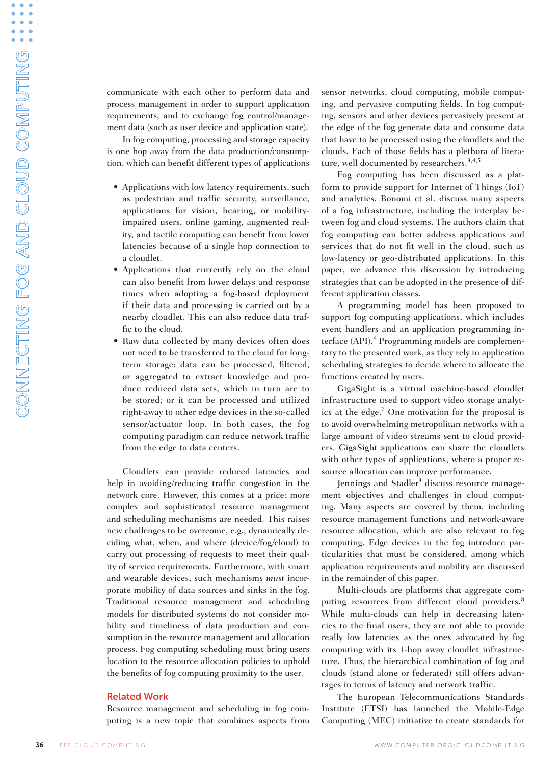communicate with each other to perform data and process management in order to support application requirements, and to exchange fog control/management data (such as user device and application state).

In fog computing, processing and storage capacity is one hop away from the data production/consumption, which can benefit different types of applications

- Applications with low latency requirements, such as pedestrian and traffic security, surveillance, applications for vision, hearing, or mobility-impaired users, online gaming, augmented reality, and tactile computing can benefit from lower latencies because of a single hop connection to a cloudlet.
- Applications that currently rely on the cloud can also benefit from lower delays and response times when adopting a fog-based deployment if their data and processing is carried out by a nearby cloudlet. This can also reduce data traffic to the cloud.
- Raw data collected by many devices often does not need to be transferred to the cloud for long-term storage: data can be processed, filtered, or aggregated to extract knowledge and produce reduced data sets, which in turn are to be stored; or it can be processed and utilized right-away to other edge devices in the so-called sensor/actuator loop. In both cases, the fog computing paradigm can reduce network traffic from the edge to data centers.

Cloudlets can provide reduced latencies and help in avoiding/reducing traffic congestion in the network core. However, this comes at a price: more complex and sophisticated resource management and scheduling mechanisms are needed. This raises new challenges to be overcome, e.g., dynamically deciding what, when, and where (device/fog/cloud) to carry out processing of requests to meet their quality of service requirements. Furthermore, with smart and wearable devices, such mechanisms *must* incorporate mobility of data sources and sinks in the fog. Traditional resource management and scheduling models for distributed systems do not consider mobility and timeliness of data production and consumption in the resource management and allocation process. Fog computing scheduling must bring users location to the resource allocation policies to uphold the benefits of fog computing proximity to the user.

## Related Work

Resource management and scheduling in fog computing is a new topic that combines aspects from sensor networks, cloud computing, mobile computing, and pervasive computing fields. In fog computing, sensors and other devices pervasively present at the edge of the fog generate data and consume data that have to be processed using the cloudlets and the clouds. Each of those fields has a plethora of literature, well documented by researchers.[3,4,5]

Fog computing has been discussed as a platform to provide support for Internet of Things (IoT) and analytics. Bonomi et al. discuss many aspects of a fog infrastructure, including the interplay between fog and cloud systems. The authors claim that fog computing can better address applications and services that do not fit well in the cloud, such as low-latency or geo-distributed applications. In this paper, we advance this discussion by introducing strategies that can be adopted in the presence of different application classes.

A programming model has been proposed to support fog computing applications, which includes event handlers and an application programming interface (API).[6] Programming models are complementary to the presented work, as they rely in application scheduling strategies to decide where to allocate the functions created by users.

GigaSight is a virtual machine-based cloudlet infrastructure used to support video storage analytics at the edge.[7] One motivation for the proposal is to avoid overwhelming metropolitan networks with a large amount of video streams sent to cloud providers. GigaSight applications can share the cloudlets with other types of applications, where a proper resource allocation can improve performance.

Jennings and Stadler[3] discuss resource management objectives and challenges in cloud computing. Many aspects are covered by them, including resource management functions and network-aware resource allocation, which are also relevant to fog computing. Edge devices in the fog introduce particularities that must be considered, among which application requirements and mobility are discussed in the remainder of this paper.

Multi-clouds are platforms that aggregate computing resources from different cloud providers.[8] While multi-clouds can help in decreasing latencies to the final users, they are not able to provide really low latencies as the ones advocated by fog computing with its 1-hop away cloudlet infrastructure. Thus, the hierarchical combination of fog and clouds (stand alone or federated) still offers advantages in terms of latency and network traffic.

The European Telecommunications Standards Institute (ETSI) has launched the Mobile-Edge Computing (MEC) initiative to create standards for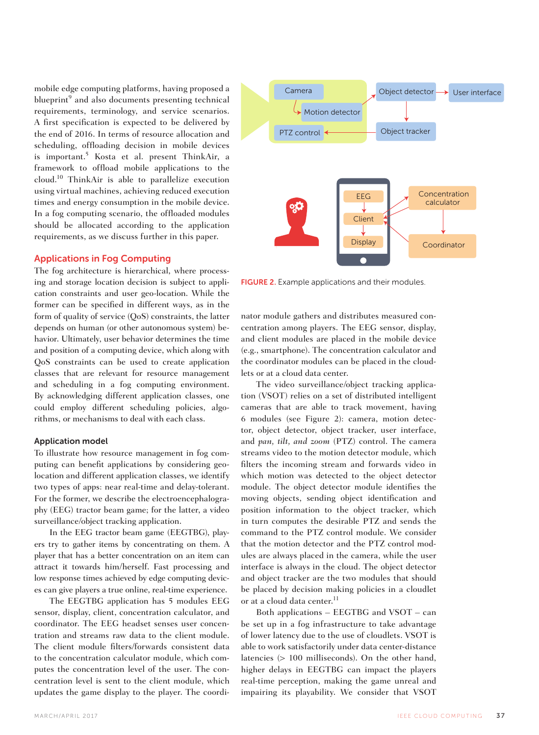mobile edge computing platforms, having proposed a blueprint[9] and also documents presenting technical requirements, terminology, and service scenarios. A first specification is expected to be delivered by the end of 2016. In terms of resource allocation and scheduling, offloading decision in mobile devices is important.[5] Kosta et al. present ThinkAir, a framework to offload mobile applications to the cloud.[10] ThinkAir is able to parallelize execution using virtual machines, achieving reduced execution times and energy consumption in the mobile device. In a fog computing scenario, the offloaded modules should be allocated according to the application requirements, as we discuss further in this paper.

## Applications in Fog Computing

The fog architecture is hierarchical, where processing and storage location decision is subject to application constraints and user geo-location. While the former can be specified in different ways, as in the form of quality of service (QoS) constraints, the latter depends on human (or other autonomous system) behavior. Ultimately, user behavior determines the time and position of a computing device, which along with QoS constraints can be used to create application classes that are relevant for resource management and scheduling in a fog computing environment. By acknowledging different application classes, one could employ different scheduling policies, algorithms, or mechanisms to deal with each class.

### Application model

To illustrate how resource management in fog computing can benefit applications by considering geo-location and different application classes, we identify two types of apps: near real-time and delay-tolerant. For the former, we describe the electroencephalography (EEG) tractor beam game; for the latter, a video surveillance/object tracking application.

In the EEG tractor beam game (EEGTBG), players try to gather items by concentrating on them. A player that has a better concentration on an item can attract it towards him/herself. Fast processing and low response times achieved by edge computing devices can give players a true online, real-time experience.

The EEGTBG application has 5 modules EEG sensor, display, client, concentration calculator, and coordinator. The EEG headset senses user concentration and streams raw data to the client module. The client module filters/forwards consistent data to the concentration calculator module, which computes the concentration level of the user. The concentration level is sent to the client module, which updates the game display to the player. The coordinator module gathers and distributes measured concentration among players. The EEG sensor, display, and client modules are placed in the mobile device (e.g., smartphone). The concentration calculator and the coordinator modules can be placed in the cloudlets or at a cloud data center.

FIGURE 2. Example applications and their modules.

The video surveillance/object tracking application (VSOT) relies on a set of distributed intelligent cameras that are able to track movement, having 6 modules (see Figure 2): camera, motion detector, object detector, object tracker, user interface, and *pan, tilt, and zoom* (PTZ) control. The camera streams video to the motion detector module, which filters the incoming stream and forwards video in which motion was detected to the object detector module. The object detector module identifies the moving objects, sending object identification and position information to the object tracker, which in turn computes the desirable PTZ and sends the command to the PTZ control module. We consider that the motion detector and the PTZ control modules are always placed in the camera, while the user interface is always in the cloud. The object detector and object tracker are the two modules that should be placed by decision making policies in a cloudlet or at a cloud data center.[11]

Both applications – EEGTBG and VSOT – can be set up in a fog infrastructure to take advantage of lower latency due to the use of cloudlets. VSOT is able to work satisfactorily under data center-distance latencies (> 100 milliseconds). On the other hand, higher delays in EEGTBG can impact the players real-time perception, making the game unreal and impairing its playability. We consider that VSOT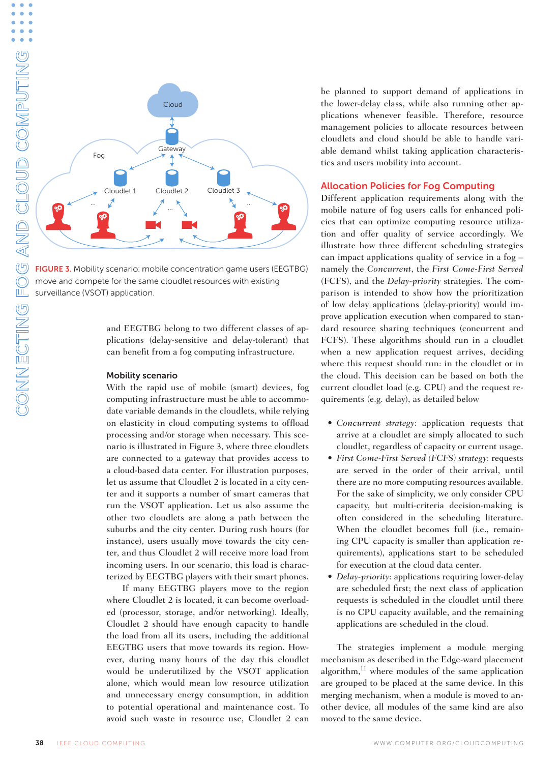Cloud

Gateway

Fog

Cloudlet 1

Cloudlet 2

Cloudlet 3

FIGURE 3. Mobility scenario: mobile concentration game users (EEGTBG) move and compete for the same cloudlet resources with existing surveillance (VSOT) application.

and EEGTBG belong to two different classes of applications (delay-sensitive and delay-tolerant) that can benefit from a fog computing infrastructure.

### Mobility scenario

With the rapid use of mobile (smart) devices, fog computing infrastructure must be able to accommodate variable demands in the cloudlets, while relying on elasticity in cloud computing systems to offload processing and/or storage when necessary. This scenario is illustrated in Figure 3, where three cloudlets are connected to a gateway that provides access to a cloud-based data center. For illustration purposes, let us assume that Cloudlet 2 is located in a city center and it supports a number of smart cameras that run the VSOT application. Let us also assume the other two cloudlets are along a path between the suburbs and the city center. During rush hours (for instance), users usually move towards the city center, and thus Cloudlet 2 will receive more load from incoming users. In our scenario, this load is characterized by EEGTBG players with their smart phones.

If many EEGTBG players move to the region where Cloudlet 2 is located, it can become overloaded (processor, storage, and/or networking). Ideally, Cloudlet 2 should have enough capacity to handle the load from all its users, including the additional EEGTBG users that move towards its region. However, during many hours of the day this cloudlet would be underutilized by the VSOT application alone, which would mean low resource utilization and unnecessary energy consumption, in addition to potential operational and maintenance cost. To avoid such waste in resource use, Cloudlet 2 can be planned to support demand of applications in the lower-delay class, while also running other applications whenever feasible. Therefore, resource management policies to allocate resources between cloudlets and cloud should be able to handle variable demand whilst taking application characteristics and users mobility into account.

## Allocation Policies for Fog Computing

Different application requirements along with the mobile nature of fog users calls for enhanced policies that can optimize computing resource utilization and offer quality of service accordingly. We illustrate how three different scheduling strategies can impact applications quality of service in a fog – namely the *Concurrent*, the *First Come-First Served* (FCFS), and the *Delay-priority* strategies. The comparison is intended to show how the prioritization of low delay applications (delay-priority) would improve application execution when compared to standard resource sharing techniques (concurrent and FCFS). These algorithms should run in a cloudlet when a new application request arrives, deciding where this request should run: in the cloudlet or in the cloud. This decision can be based on both the current cloudlet load (e.g. CPU) and the request requirements (e.g. delay), as detailed below

- *Concurrent strategy*: application requests that arrive at a cloudlet are simply allocated to such cloudlet, regardless of capacity or current usage.
- *First Come-First Served (FCFS) strategy*: requests are served in the order of their arrival, until there are no more computing resources available. For the sake of simplicity, we only consider CPU capacity, but multi-criteria decision-making is often considered in the scheduling literature. When the cloudlet becomes full (i.e., remaining CPU capacity is smaller than application requirements), applications start to be scheduled for execution at the cloud data center.
- *Delay-priority*: applications requiring lower-delay are scheduled first; the next class of application requests is scheduled in the cloudlet until there is no CPU capacity available, and the remaining applications are scheduled in the cloud.

The strategies implement a module merging mechanism as described in the Edge-ward placement algorithm,[11] where modules of the same application are grouped to be placed at the same device. In this merging mechanism, when a module is moved to another device, all modules of the same kind are also moved to the same device.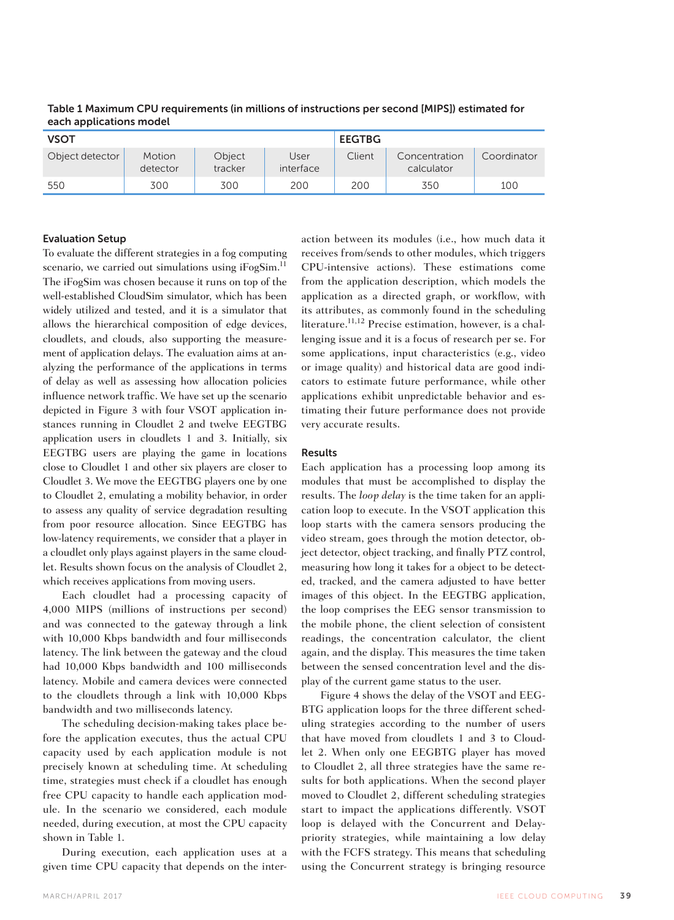Table 1 Maximum CPU requirements (in millions of instructions per second [MIPS]) estimated for each applications model

| VSOT | | | | EEGTBG | | |
|---|---|---|---|---|---|---|
| Object detector | Motion detector | Object tracker | User interface | Client | Concentration calculator | Coordinator |
| 550 | 300 | 300 | 200 | 200 | 350 | 100 |

### Evaluation Setup

To evaluate the different strategies in a fog computing scenario, we carried out simulations using iFogSim.[11] The iFogSim was chosen because it runs on top of the well-established CloudSim simulator, which has been widely utilized and tested, and it is a simulator that allows the hierarchical composition of edge devices, cloudlets, and clouds, also supporting the measurement of application delays. The evaluation aims at analyzing the performance of the applications in terms of delay as well as assessing how allocation policies influence network traffic. We have set up the scenario depicted in Figure 3 with four VSOT application instances running in Cloudlet 2 and twelve EEGTBG application users in cloudlets 1 and 3. Initially, six EEGTBG users are playing the game in locations close to Cloudlet 1 and other six players are closer to Cloudlet 3. We move the EEGTBG players one by one to Cloudlet 2, emulating a mobility behavior, in order to assess any quality of service degradation resulting from poor resource allocation. Since EEGTBG has low-latency requirements, we consider that a player in a cloudlet only plays against players in the same cloudlet. Results shown focus on the analysis of Cloudlet 2, which receives applications from moving users.

Each cloudlet had a processing capacity of 4,000 MIPS (millions of instructions per second) and was connected to the gateway through a link with 10,000 Kbps bandwidth and four milliseconds latency. The link between the gateway and the cloud had 10,000 Kbps bandwidth and 100 milliseconds latency. Mobile and camera devices were connected to the cloudlets through a link with 10,000 Kbps bandwidth and two milliseconds latency.

The scheduling decision-making takes place before the application executes, thus the actual CPU capacity used by each application module is not precisely known at scheduling time. At scheduling time, strategies must check if a cloudlet has enough free CPU capacity to handle each application module. In the scenario we considered, each module needed, during execution, at most the CPU capacity shown in Table 1.

During execution, each application uses at a given time CPU capacity that depends on the interaction between its modules (i.e., how much data it receives from/sends to other modules, which triggers CPU-intensive actions). These estimations come from the application description, which models the application as a directed graph, or workflow, with its attributes, as commonly found in the scheduling literature.[11,12] Precise estimation, however, is a challenging issue and it is a focus of research per se. For some applications, input characteristics (e.g., video or image quality) and historical data are good indicators to estimate future performance, while other applications exhibit unpredictable behavior and estimating their future performance does not provide very accurate results.

### Results

Each application has a processing loop among its modules that must be accomplished to display the results. The *loop delay* is the time taken for an application loop to execute. In the VSOT application this loop starts with the camera sensors producing the video stream, goes through the motion detector, object detector, object tracking, and finally PTZ control, measuring how long it takes for a object to be detected, tracked, and the camera adjusted to have better images of this object. In the EEGTBG application, the loop comprises the EEG sensor transmission to the mobile phone, the client selection of consistent readings, the concentration calculator, the client again, and the display. This measures the time taken between the sensed concentration level and the display of the current game status to the user.

Figure 4 shows the delay of the VSOT and EEGBTG application loops for the three different scheduling strategies according to the number of users that have moved from cloudlets 1 and 3 to Cloudlet 2. When only one EEGBTG player has moved to Cloudlet 2, all three strategies have the same results for both applications. When the second player moved to Cloudlet 2, different scheduling strategies start to impact the applications differently. VSOT loop is delayed with the Concurrent and Delay-priority strategies, while maintaining a low delay with the FCFS strategy. This means that scheduling using the Concurrent strategy is bringing resource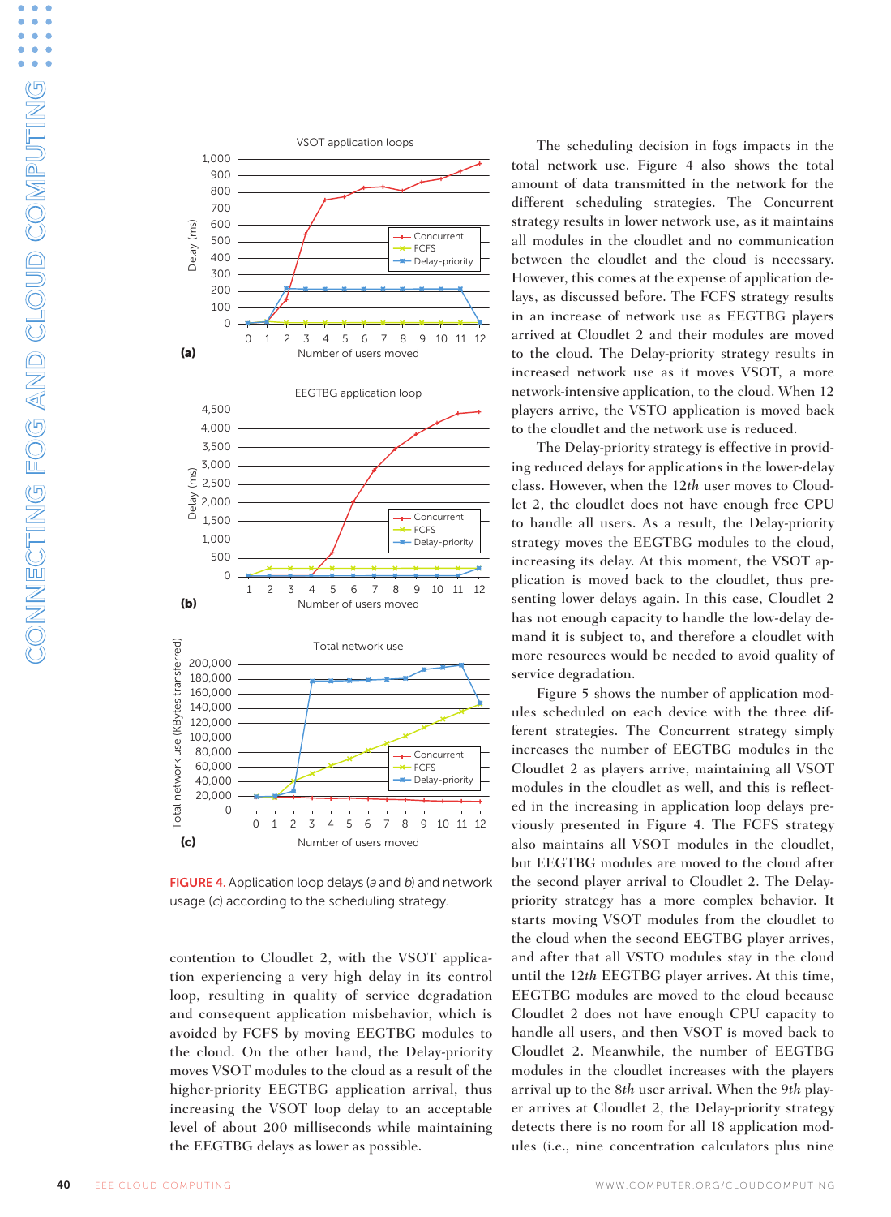FIGURE 4. Application loop delays (*a* and *b*) and network usage (*c*) according to the scheduling strategy.

contention to Cloudlet 2, with the VSOT application experiencing a very high delay in its control loop, resulting in quality of service degradation and consequent application misbehavior, which is avoided by FCFS by moving EEGTBG modules to the cloud. On the other hand, the Delay-priority moves VSOT modules to the cloud as a result of the higher-priority EEGTBG application arrival, thus increasing the VSOT loop delay to an acceptable level of about 200 milliseconds while maintaining the EEGTBG delays as lower as possible.

The scheduling decision in fogs impacts in the total network use. Figure 4 also shows the total amount of data transmitted in the network for the different scheduling strategies. The Concurrent strategy results in lower network use, as it maintains all modules in the cloudlet and no communication between the cloudlet and the cloud is necessary. However, this comes at the expense of application delays, as discussed before. The FCFS strategy results in an increase of network use as EEGTBG players arrived at Cloudlet 2 and their modules are moved to the cloud. The Delay-priority strategy results in increased network use as it moves VSOT, a more network-intensive application, to the cloud. When 12 players arrive, the VSTO application is moved back to the cloudlet and the network use is reduced.

The Delay-priority strategy is effective in providing reduced delays for applications in the lower-delay class. However, when the 12*th* user moves to Cloudlet 2, the cloudlet does not have enough free CPU to handle all users. As a result, the Delay-priority strategy moves the EEGTBG modules to the cloud, increasing its delay. At this moment, the VSOT application is moved back to the cloudlet, thus presenting lower delays again. In this case, Cloudlet 2 has not enough capacity to handle the low-delay demand it is subject to, and therefore a cloudlet with more resources would be needed to avoid quality of service degradation.

Figure 5 shows the number of application modules scheduled on each device with the three different strategies. The Concurrent strategy simply increases the number of EEGTBG modules in the Cloudlet 2 as players arrive, maintaining all VSOT modules in the cloudlet as well, and this is reflected in the increasing in application loop delays previously presented in Figure 4. The FCFS strategy also maintains all VSOT modules in the cloudlet, but EEGTBG modules are moved to the cloud after the second player arrival to Cloudlet 2. The Delay-priority strategy has a more complex behavior. It starts moving VSOT modules from the cloudlet to the cloud when the second EEGTBG player arrives, and after that all VSTO modules stay in the cloud until the 12*th* EEGTBG player arrives. At this time, EEGTBG modules are moved to the cloud because Cloudlet 2 does not have enough CPU capacity to handle all users, and then VSOT is moved back to Cloudlet 2. Meanwhile, the number of EEGTBG modules in the cloudlet increases with the players arrival up to the 8*th* user arrival. When the 9*th* player arrives at Cloudlet 2, the Delay-priority strategy detects there is no room for all 18 application modules (i.e., nine concentration calculators plus nine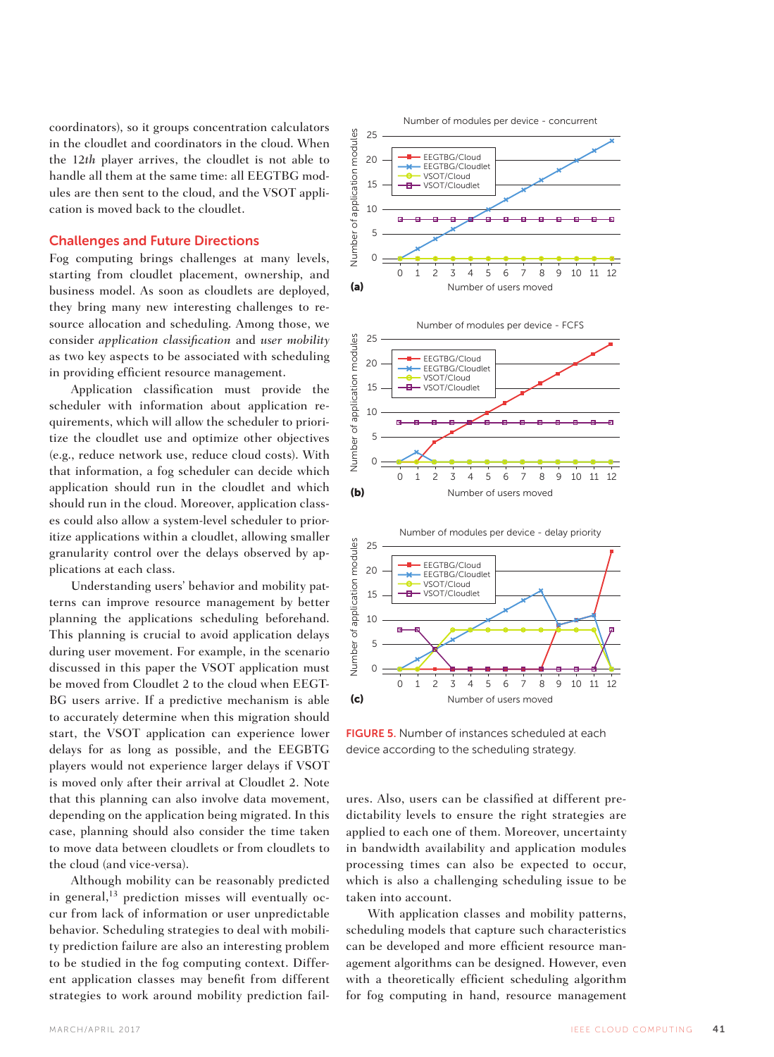coordinators), so it groups concentration calculators in the cloudlet and coordinators in the cloud. When the 12*th* player arrives, the cloudlet is not able to handle all them at the same time: all EEGTBG modules are then sent to the cloud, and the VSOT application is moved back to the cloudlet.

## Challenges and Future Directions

Fog computing brings challenges at many levels, starting from cloudlet placement, ownership, and business model. As soon as cloudlets are deployed, they bring many new interesting challenges to resource allocation and scheduling. Among those, we consider *application classification* and *user mobility* as two key aspects to be associated with scheduling in providing efficient resource management.

Application classification must provide the scheduler with information about application requirements, which will allow the scheduler to prioritize the cloudlet use and optimize other objectives (e.g., reduce network use, reduce cloud costs). With that information, a fog scheduler can decide which application should run in the cloudlet and which should run in the cloud. Moreover, application classes could also allow a system-level scheduler to prioritize applications within a cloudlet, allowing smaller granularity control over the delays observed by applications at each class.

Understanding users' behavior and mobility patterns can improve resource management by better planning the applications scheduling beforehand. This planning is crucial to avoid application delays during user movement. For example, in the scenario discussed in this paper the VSOT application must be moved from Cloudlet 2 to the cloud when EEGTBG users arrive. If a predictive mechanism is able to accurately determine when this migration should start, the VSOT application can experience lower delays for as long as possible, and the EEGBTG players would not experience larger delays if VSOT is moved only after their arrival at Cloudlet 2. Note that this planning can also involve data movement, depending on the application being migrated. In this case, planning should also consider the time taken to move data between cloudlets or from cloudlets to the cloud (and vice-versa).

Although mobility can be reasonably predicted in general,[13] prediction misses will eventually occur from lack of information or user unpredictable behavior. Scheduling strategies to deal with mobility prediction failure are also an interesting problem to be studied in the fog computing context. Different application classes may benefit from different strategies to work around mobility prediction failures. Also, users can be classified at different predictability levels to ensure the right strategies are applied to each one of them. Moreover, uncertainty in bandwidth availability and application modules processing times can also be expected to occur, which is also a challenging scheduling issue to be taken into account.

With application classes and mobility patterns, scheduling models that capture such characteristics can be developed and more efficient resource management algorithms can be designed. However, even with a theoretically efficient scheduling algorithm for fog computing in hand, resource management

Number of modules per device - concurrent
Number of application modules
EEGTBG/Cloud
EEGTBG/Cloudlet
VSOT/Cloud
VSOT/Cloudlet
0 5 10 15 20 25
0 1 2 3 4 5 6 7 8 9 10 11 12
Number of users moved
(a)

Number of modules per device - FCFS
Number of application modules
EEGTBG/Cloud
EEGTBG/Cloudlet
VSOT/Cloud
VSOT/Cloudlet
0 5 10 15 20 25
0 1 2 3 4 5 6 7 8 9 10 11 12
Number of users moved
(b)

Number of modules per device - delay priority
Number of application modules
EEGTBG/Cloud
EEGTBG/Cloudlet
VSOT/Cloud
VSOT/Cloudlet
0 5 10 15 20 25
0 1 2 3 4 5 6 7 8 9 10 11 12
Number of users moved
(c)

**FIGURE 5.** Number of instances scheduled at each device according to the scheduling strategy.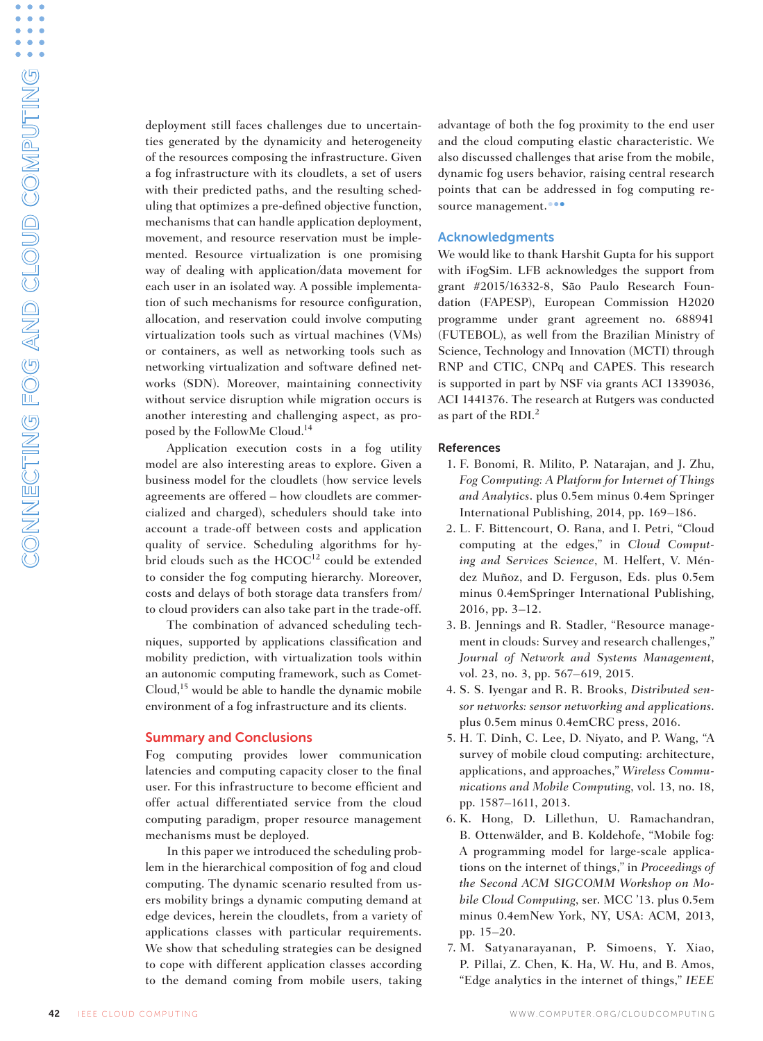deployment still faces challenges due to uncertainties generated by the dynamicity and heterogeneity of the resources composing the infrastructure. Given a fog infrastructure with its cloudlets, a set of users with their predicted paths, and the resulting scheduling that optimizes a pre-defined objective function, mechanisms that can handle application deployment, movement, and resource reservation must be implemented. Resource virtualization is one promising way of dealing with application/data movement for each user in an isolated way. A possible implementation of such mechanisms for resource configuration, allocation, and reservation could involve computing virtualization tools such as virtual machines (VMs) or containers, as well as networking tools such as networking virtualization and software defined networks (SDN). Moreover, maintaining connectivity without service disruption while migration occurs is another interesting and challenging aspect, as proposed by the FollowMe Cloud.[14]

Application execution costs in a fog utility model are also interesting areas to explore. Given a business model for the cloudlets (how service levels agreements are offered – how cloudlets are commercialized and charged), schedulers should take into account a trade-off between costs and application quality of service. Scheduling algorithms for hybrid clouds such as the HCOC[12] could be extended to consider the fog computing hierarchy. Moreover, costs and delays of both storage data transfers from/to cloud providers can also take part in the trade-off.

The combination of advanced scheduling techniques, supported by applications classification and mobility prediction, with virtualization tools within an autonomic computing framework, such as CometCloud,[15] would be able to handle the dynamic mobile environment of a fog infrastructure and its clients.

## Summary and Conclusions

Fog computing provides lower communication latencies and computing capacity closer to the final user. For this infrastructure to become efficient and offer actual differentiated service from the cloud computing paradigm, proper resource management mechanisms must be deployed.

In this paper we introduced the scheduling problem in the hierarchical composition of fog and cloud computing. The dynamic scenario resulted from users mobility brings a dynamic computing demand at edge devices, herein the cloudlets, from a variety of applications classes with particular requirements. We show that scheduling strategies can be designed to cope with different application classes according to the demand coming from mobile users, taking advantage of both the fog proximity to the end user and the cloud computing elastic characteristic. We also discussed challenges that arise from the mobile, dynamic fog users behavior, raising central research points that can be addressed in fog computing resource management.

## Acknowledgments

We would like to thank Harshit Gupta for his support with iFogSim. LFB acknowledges the support from grant #2015/16332-8, São Paulo Research Foundation (FAPESP), European Commission H2020 programme under grant agreement no. 688941 (FUTEBOL), as well from the Brazilian Ministry of Science, Technology and Innovation (MCTI) through RNP and CTIC, CNPq and CAPES. This research is supported in part by NSF via grants ACI 1339036, ACI 1441376. The research at Rutgers was conducted as part of the RDI.[2]

## References

1. F. Bonomi, R. Milito, P. Natarajan, and J. Zhu, *Fog Computing: A Platform for Internet of Things and Analytics*. plus 0.5em minus 0.4em Springer International Publishing, 2014, pp. 169–186.
2. L. F. Bittencourt, O. Rana, and I. Petri, "Cloud computing at the edges," in *Cloud Computing and Services Science*, M. Helfert, V. Méndez Muñoz, and D. Ferguson, Eds. plus 0.5em minus 0.4emSpringer International Publishing, 2016, pp. 3–12.
3. B. Jennings and R. Stadler, "Resource management in clouds: Survey and research challenges," *Journal of Network and Systems Management*, vol. 23, no. 3, pp. 567–619, 2015.
4. S. S. Iyengar and R. R. Brooks, *Distributed sensor networks: sensor networking and applications*. plus 0.5em minus 0.4emCRC press, 2016.
5. H. T. Dinh, C. Lee, D. Niyato, and P. Wang, "A survey of mobile cloud computing: architecture, applications, and approaches," *Wireless Communications and Mobile Computing*, vol. 13, no. 18, pp. 1587–1611, 2013.
6. K. Hong, D. Lillethun, U. Ramachandran, B. Ottenwälder, and B. Koldehofe, "Mobile fog: A programming model for large-scale applications on the internet of things," in *Proceedings of the Second ACM SIGCOMM Workshop on Mobile Cloud Computing*, ser. MCC '13. plus 0.5em minus 0.4emNew York, NY, USA: ACM, 2013, pp. 15–20.
7. M. Satyanarayanan, P. Simoens, Y. Xiao, P. Pillai, Z. Chen, K. Ha, W. Hu, and B. Amos, "Edge analytics in the internet of things," *IEEE*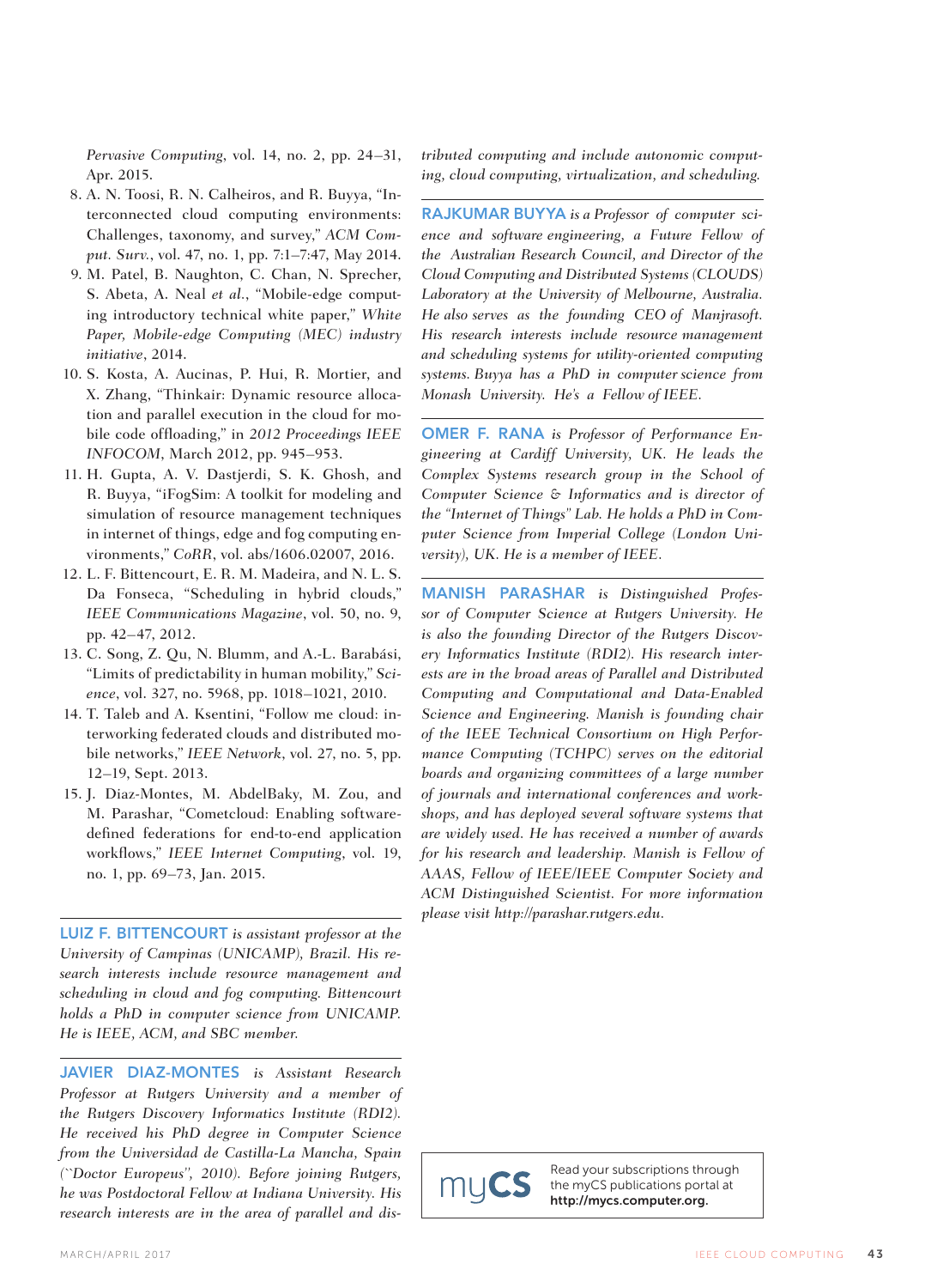*Pervasive Computing*, vol. 14, no. 2, pp. 24–31, Apr. 2015.

8. A. N. Toosi, R. N. Calheiros, and R. Buyya, "Interconnected cloud computing environments: Challenges, taxonomy, and survey," *ACM Comput. Surv.*, vol. 47, no. 1, pp. 7:1–7:47, May 2014.
9. M. Patel, B. Naughton, C. Chan, N. Sprecher, S. Abeta, A. Neal *et al.*, "Mobile-edge computing introductory technical white paper," *White Paper, Mobile-edge Computing (MEC) industry initiative*, 2014.
10. S. Kosta, A. Aucinas, P. Hui, R. Mortier, and X. Zhang, "Thinkair: Dynamic resource allocation and parallel execution in the cloud for mobile code offloading," in *2012 Proceedings IEEE INFOCOM*, March 2012, pp. 945–953.
11. H. Gupta, A. V. Dastjerdi, S. K. Ghosh, and R. Buyya, "iFogSim: A toolkit for modeling and simulation of resource management techniques in internet of things, edge and fog computing environments," *CoRR*, vol. abs/1606.02007, 2016.
12. L. F. Bittencourt, E. R. M. Madeira, and N. L. S. Da Fonseca, "Scheduling in hybrid clouds," *IEEE Communications Magazine*, vol. 50, no. 9, pp. 42–47, 2012.
13. C. Song, Z. Qu, N. Blumm, and A.-L. Barabási, "Limits of predictability in human mobility," *Science*, vol. 327, no. 5968, pp. 1018–1021, 2010.
14. T. Taleb and A. Ksentini, "Follow me cloud: interworking federated clouds and distributed mobile networks," *IEEE Network*, vol. 27, no. 5, pp. 12–19, Sept. 2013.
15. J. Diaz-Montes, M. AbdelBaky, M. Zou, and M. Parashar, "Cometcloud: Enabling software-defined federations for end-to-end application workflows," *IEEE Internet Computing*, vol. 19, no. 1, pp. 69–73, Jan. 2015.

---

**LUIZ F. BITTENCOURT** *is assistant professor at the University of Campinas (UNICAMP), Brazil. His research interests include resource management and scheduling in cloud and fog computing. Bittencourt holds a PhD in computer science from UNICAMP. He is IEEE, ACM, and SBC member.*

---

**JAVIER DIAZ-MONTES** *is Assistant Research Professor at Rutgers University and a member of the Rutgers Discovery Informatics Institute (RDI2). He received his PhD degree in Computer Science from the Universidad de Castilla-La Mancha, Spain (``Doctor Europeus'', 2010). Before joining Rutgers, he was Postdoctoral Fellow at Indiana University. His research interests are in the area of parallel and distributed computing and include autonomic computing, cloud computing, virtualization, and scheduling.*

---

**RAJKUMAR BUYYA** *is a Professor of computer science and software engineering, a Future Fellow of the Australian Research Council, and Director of the Cloud Computing and Distributed Systems (CLOUDS) Laboratory at the University of Melbourne, Australia. He also serves as the founding CEO of Manjrasoft. His research interests include resource management and scheduling systems for utility-oriented computing systems. Buyya has a PhD in computer science from Monash University. He's a Fellow of IEEE.*

---

**OMER F. RANA** *is Professor of Performance Engineering at Cardiff University, UK. He leads the Complex Systems research group in the School of Computer Science & Informatics and is director of the "Internet of Things" Lab. He holds a PhD in Computer Science from Imperial College (London University), UK. He is a member of IEEE.*

---

**MANISH PARASHAR** *is Distinguished Professor of Computer Science at Rutgers University. He is also the founding Director of the Rutgers Discovery Informatics Institute (RDI2). His research interests are in the broad areas of Parallel and Distributed Computing and Computational and Data-Enabled Science and Engineering. Manish is founding chair of the IEEE Technical Consortium on High Performance Computing (TCHPC) serves on the editorial boards and organizing committees of a large number of journals and international conferences and workshops, and has deployed several software systems that are widely used. He has received a number of awards for his research and leadership. Manish is Fellow of AAAS, Fellow of IEEE/IEEE Computer Society and ACM Distinguished Scientist. For more information please visit http://parashar.rutgers.edu.*

---

myCS — Read your subscriptions through the myCS publications portal at **http://mycs.computer.org.**